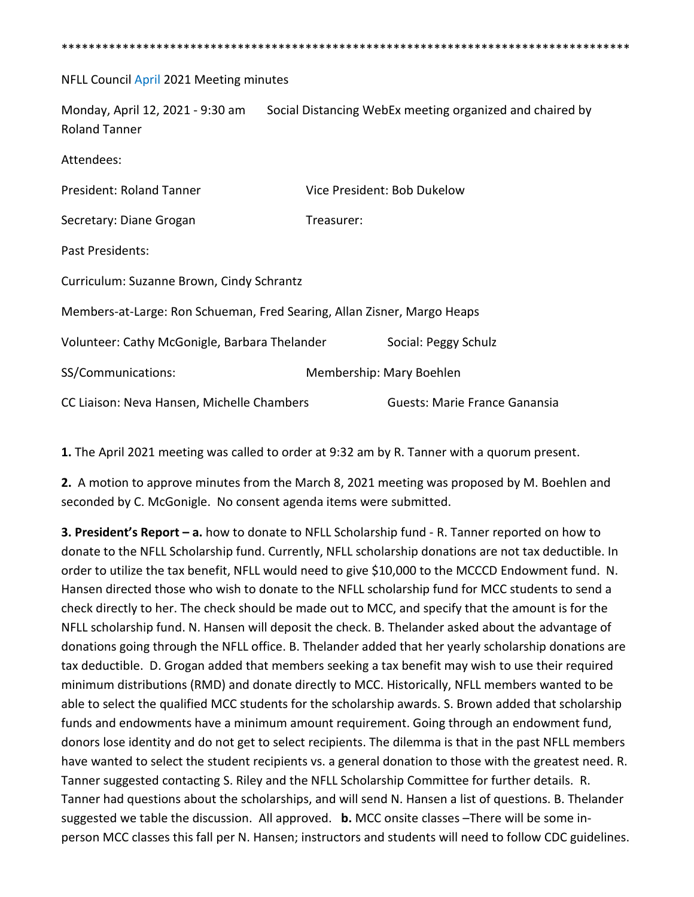\*\*\*\*\*\*\*\*\*\*\*\*\*\*\*\*\*\*\*\*\*\*\*\*\*\*\*\*\*\*\*\*\*\*\*\*\*\*\*\*\*\*\*\*\*\*\*\*\*\*\*\*\*\*\*\*\*\*\*\*\*\*\*\*\*\*\*\*\*\*\*\*\*\*\*\*\*\*\*\*\*\*\*\*\*

NFLL Council April 2021 Meeting minutes

Monday, April 12, 2021 - 9:30 am     Social Distancing WebEx meeting organized and chaired by Roland Tanner

Attendees:

President: Roland Tanner     Vice President: Bob Dukelow

Secretary: Diane Grogan     Treasurer:

Past Presidents:

Curriculum: Suzanne Brown, Cindy Schrantz

Members-at-Large: Ron Schueman, Fred Searing, Allan Zisner, Margo Heaps

Volunteer: Cathy McGonigle, Barbara Thelander     Social: Peggy Schulz

SS/Communications:     Membership: Mary Boehlen

CC Liaison: Neva Hansen, Michelle Chambers     Guests: Marie France Ganansia

**1.** The April 2021 meeting was called to order at 9:32 am by R. Tanner with a quorum present.

**2.** A motion to approve minutes from the March 8, 2021 meeting was proposed by M. Boehlen and seconded by C. McGonigle. No consent agenda items were submitted.

**3. President's Report – a.** how to donate to NFLL Scholarship fund - R. Tanner reported on how to donate to the NFLL Scholarship fund. Currently, NFLL scholarship donations are not tax deductible. In order to utilize the tax benefit, NFLL would need to give $10,000 to the MCCCD Endowment fund. N. Hansen directed those who wish to donate to the NFLL scholarship fund for MCC students to send a check directly to her. The check should be made out to MCC, and specify that the amount is for the NFLL scholarship fund. N. Hansen will deposit the check. B. Thelander asked about the advantage of donations going through the NFLL office. B. Thelander added that her yearly scholarship donations are tax deductible. D. Grogan added that members seeking a tax benefit may wish to use their required minimum distributions (RMD) and donate directly to MCC. Historically, NFLL members wanted to be able to select the qualified MCC students for the scholarship awards. S. Brown added that scholarship funds and endowments have a minimum amount requirement. Going through an endowment fund, donors lose identity and do not get to select recipients. The dilemma is that in the past NFLL members have wanted to select the student recipients vs. a general donation to those with the greatest need. R. Tanner suggested contacting S. Riley and the NFLL Scholarship Committee for further details. R. Tanner had questions about the scholarships, and will send N. Hansen a list of questions. B. Thelander suggested we table the discussion. All approved. **b.** MCC onsite classes –There will be some in-person MCC classes this fall per N. Hansen; instructors and students will need to follow CDC guidelines.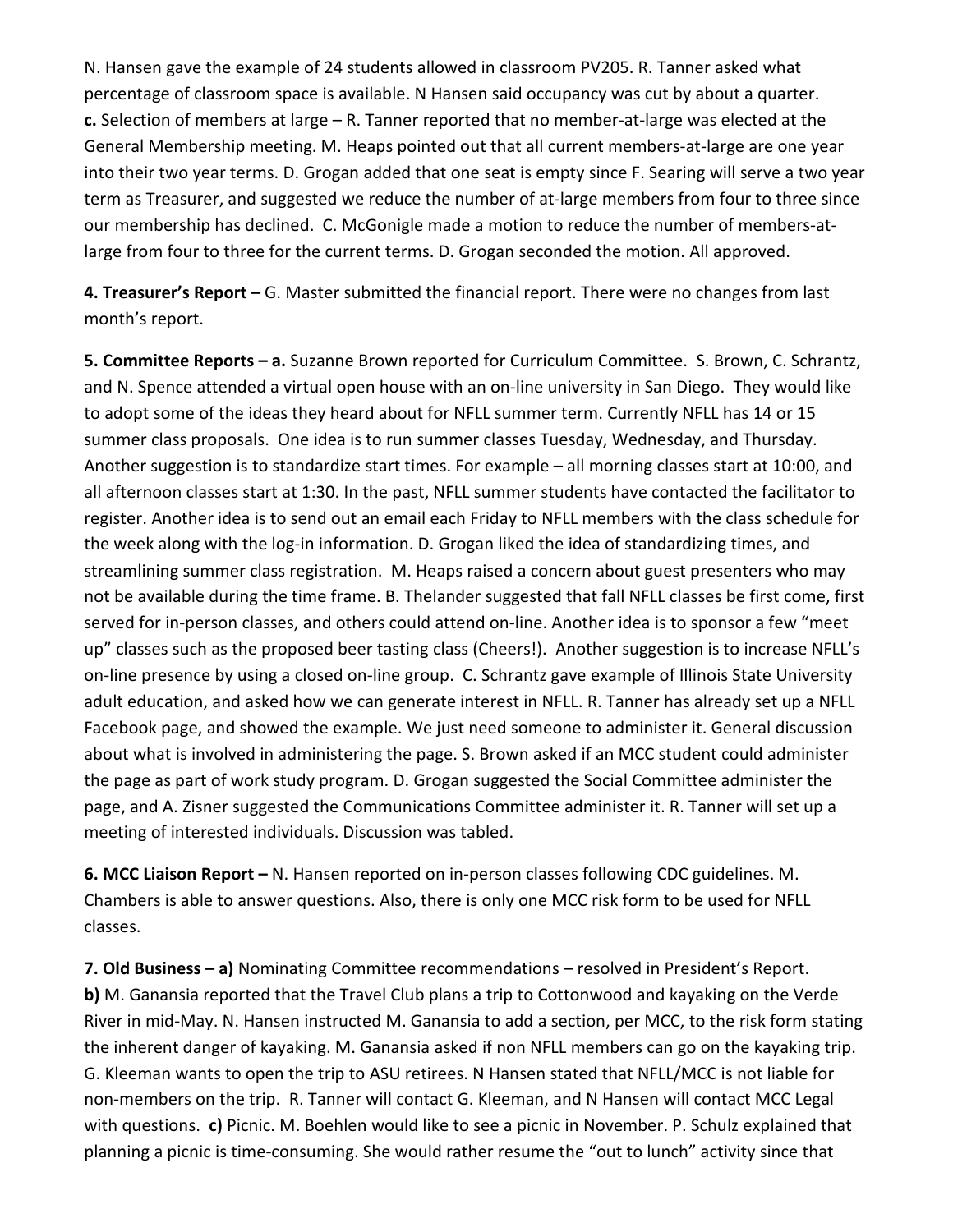N. Hansen gave the example of 24 students allowed in classroom PV205. R. Tanner asked what percentage of classroom space is available. N Hansen said occupancy was cut by about a quarter.
**c.** Selection of members at large – R. Tanner reported that no member-at-large was elected at the General Membership meeting. M. Heaps pointed out that all current members-at-large are one year into their two year terms. D. Grogan added that one seat is empty since F. Searing will serve a two year term as Treasurer, and suggested we reduce the number of at-large members from four to three since our membership has declined. C. McGonigle made a motion to reduce the number of members-at-large from four to three for the current terms. D. Grogan seconded the motion. All approved.

**4. Treasurer's Report –** G. Master submitted the financial report. There were no changes from last month's report.

**5. Committee Reports – a.** Suzanne Brown reported for Curriculum Committee. S. Brown, C. Schrantz, and N. Spence attended a virtual open house with an on-line university in San Diego. They would like to adopt some of the ideas they heard about for NFLL summer term. Currently NFLL has 14 or 15 summer class proposals. One idea is to run summer classes Tuesday, Wednesday, and Thursday. Another suggestion is to standardize start times. For example – all morning classes start at 10:00, and all afternoon classes start at 1:30. In the past, NFLL summer students have contacted the facilitator to register. Another idea is to send out an email each Friday to NFLL members with the class schedule for the week along with the log-in information. D. Grogan liked the idea of standardizing times, and streamlining summer class registration. M. Heaps raised a concern about guest presenters who may not be available during the time frame. B. Thelander suggested that fall NFLL classes be first come, first served for in-person classes, and others could attend on-line. Another idea is to sponsor a few "meet up" classes such as the proposed beer tasting class (Cheers!). Another suggestion is to increase NFLL's on-line presence by using a closed on-line group. C. Schrantz gave example of Illinois State University adult education, and asked how we can generate interest in NFLL. R. Tanner has already set up a NFLL Facebook page, and showed the example. We just need someone to administer it. General discussion about what is involved in administering the page. S. Brown asked if an MCC student could administer the page as part of work study program. D. Grogan suggested the Social Committee administer the page, and A. Zisner suggested the Communications Committee administer it. R. Tanner will set up a meeting of interested individuals. Discussion was tabled.

**6. MCC Liaison Report –** N. Hansen reported on in-person classes following CDC guidelines. M. Chambers is able to answer questions. Also, there is only one MCC risk form to be used for NFLL classes.

**7. Old Business – a)** Nominating Committee recommendations – resolved in President's Report.
**b)** M. Ganansia reported that the Travel Club plans a trip to Cottonwood and kayaking on the Verde River in mid-May. N. Hansen instructed M. Ganansia to add a section, per MCC, to the risk form stating the inherent danger of kayaking. M. Ganansia asked if non NFLL members can go on the kayaking trip. G. Kleeman wants to open the trip to ASU retirees. N Hansen stated that NFLL/MCC is not liable for non-members on the trip. R. Tanner will contact G. Kleeman, and N Hansen will contact MCC Legal with questions. **c)** Picnic. M. Boehlen would like to see a picnic in November. P. Schulz explained that planning a picnic is time-consuming. She would rather resume the "out to lunch" activity since that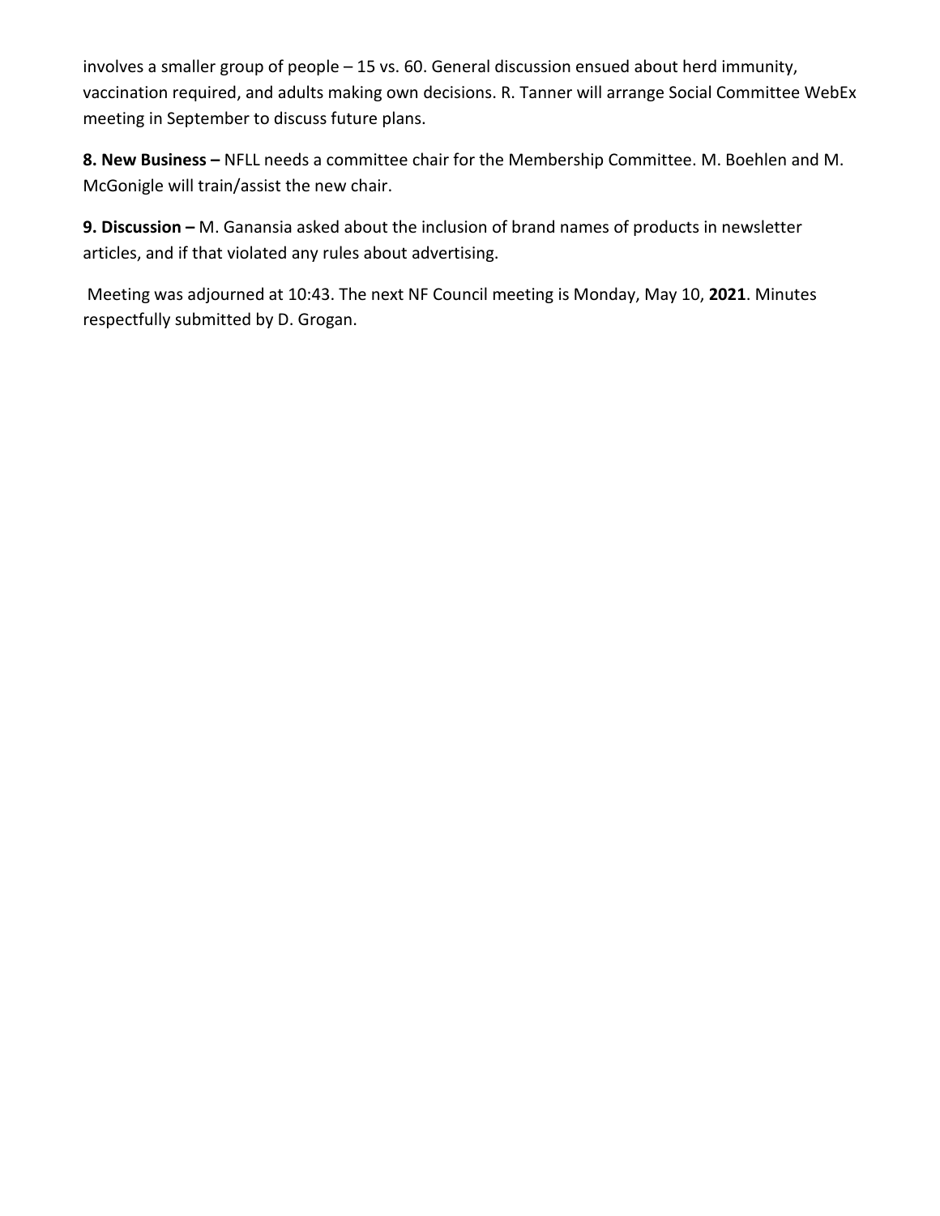involves a smaller group of people – 15 vs. 60. General discussion ensued about herd immunity, vaccination required, and adults making own decisions. R. Tanner will arrange Social Committee WebEx meeting in September to discuss future plans.

**8. New Business –** NFLL needs a committee chair for the Membership Committee. M. Boehlen and M. McGonigle will train/assist the new chair.

**9. Discussion –** M. Ganansia asked about the inclusion of brand names of products in newsletter articles, and if that violated any rules about advertising.

Meeting was adjourned at 10:43. The next NF Council meeting is Monday, May 10, **2021**. Minutes respectfully submitted by D. Grogan.